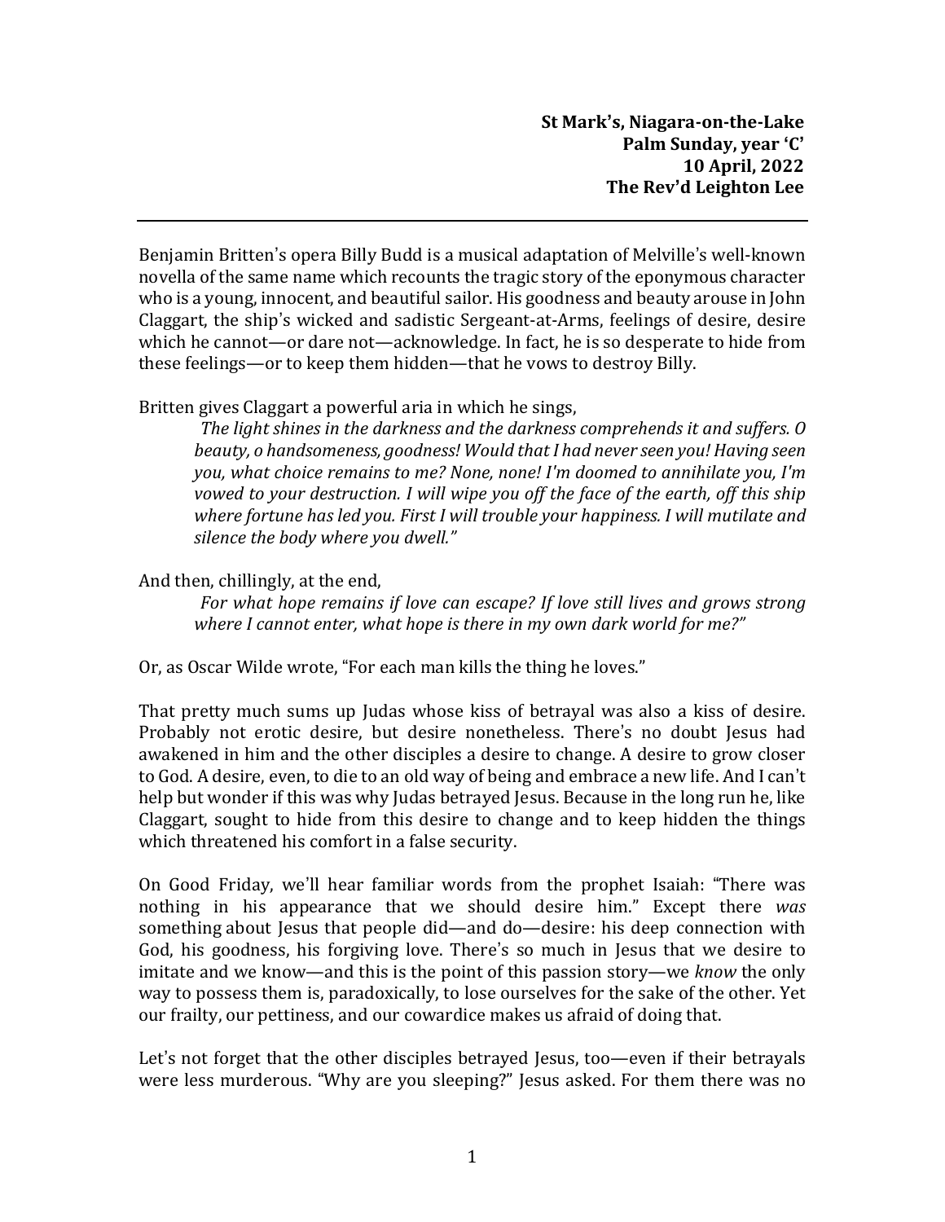**St Mark's, Niagara-on-the-Lake**
**Palm Sunday, year 'C'**
**10 April, 2022**
**The Rev'd Leighton Lee**

---

Benjamin Britten's opera Billy Budd is a musical adaptation of Melville's well-known novella of the same name which recounts the tragic story of the eponymous character who is a young, innocent, and beautiful sailor. His goodness and beauty arouse in John Claggart, the ship's wicked and sadistic Sergeant-at-Arms, feelings of desire, desire which he cannot—or dare not—acknowledge. In fact, he is so desperate to hide from these feelings—or to keep them hidden—that he vows to destroy Billy.

Britten gives Claggart a powerful aria in which he sings,

> *The light shines in the darkness and the darkness comprehends it and suffers. O beauty, o handsomeness, goodness! Would that I had never seen you! Having seen you, what choice remains to me? None, none! I'm doomed to annihilate you, I'm vowed to your destruction. I will wipe you off the face of the earth, off this ship where fortune has led you. First I will trouble your happiness. I will mutilate and silence the body where you dwell."*

And then, chillingly, at the end,

> *For what hope remains if love can escape? If love still lives and grows strong where I cannot enter, what hope is there in my own dark world for me?"*

Or, as Oscar Wilde wrote, "For each man kills the thing he loves."

That pretty much sums up Judas whose kiss of betrayal was also a kiss of desire. Probably not erotic desire, but desire nonetheless. There's no doubt Jesus had awakened in him and the other disciples a desire to change. A desire to grow closer to God. A desire, even, to die to an old way of being and embrace a new life. And I can't help but wonder if this was why Judas betrayed Jesus. Because in the long run he, like Claggart, sought to hide from this desire to change and to keep hidden the things which threatened his comfort in a false security.

On Good Friday, we'll hear familiar words from the prophet Isaiah: "There was nothing in his appearance that we should desire him." Except there *was* something about Jesus that people did—and do—desire: his deep connection with God, his goodness, his forgiving love. There's so much in Jesus that we desire to imitate and we know—and this is the point of this passion story—we *know* the only way to possess them is, paradoxically, to lose ourselves for the sake of the other. Yet our frailty, our pettiness, and our cowardice makes us afraid of doing that.

Let's not forget that the other disciples betrayed Jesus, too—even if their betrayals were less murderous. "Why are you sleeping?" Jesus asked. For them there was no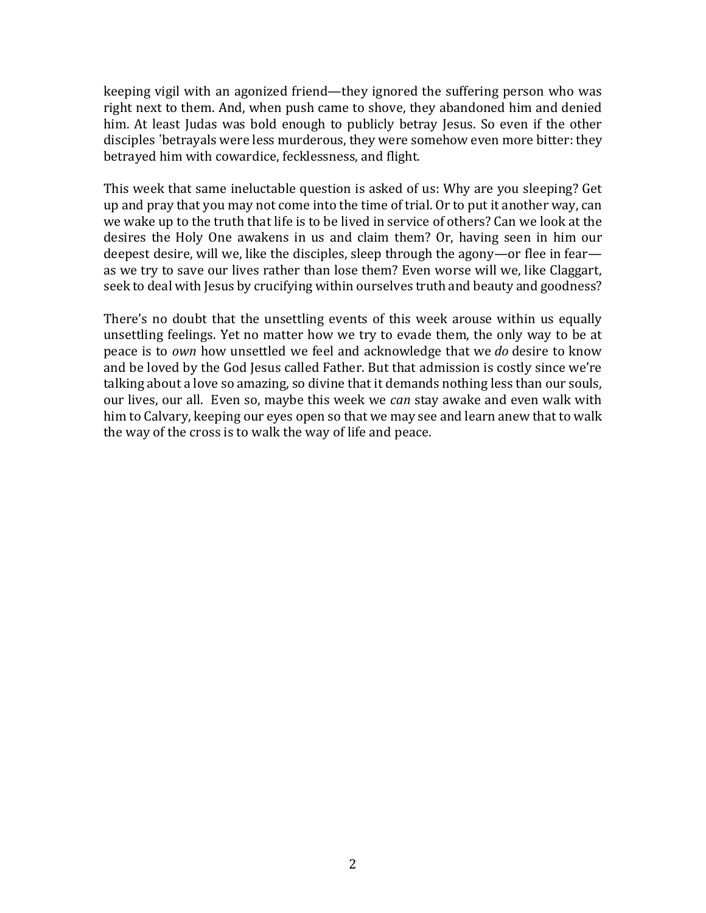keeping vigil with an agonized friend—they ignored the suffering person who was right next to them. And, when push came to shove, they abandoned him and denied him. At least Judas was bold enough to publicly betray Jesus. So even if the other disciples 'betrayals were less murderous, they were somehow even more bitter: they betrayed him with cowardice, fecklessness, and flight.

This week that same ineluctable question is asked of us: Why are you sleeping? Get up and pray that you may not come into the time of trial. Or to put it another way, can we wake up to the truth that life is to be lived in service of others? Can we look at the desires the Holy One awakens in us and claim them? Or, having seen in him our deepest desire, will we, like the disciples, sleep through the agony—or flee in fear—as we try to save our lives rather than lose them? Even worse will we, like Claggart, seek to deal with Jesus by crucifying within ourselves truth and beauty and goodness?

There's no doubt that the unsettling events of this week arouse within us equally unsettling feelings. Yet no matter how we try to evade them, the only way to be at peace is to *own* how unsettled we feel and acknowledge that we *do* desire to know and be loved by the God Jesus called Father. But that admission is costly since we're talking about a love so amazing, so divine that it demands nothing less than our souls, our lives, our all. Even so, maybe this week we *can* stay awake and even walk with him to Calvary, keeping our eyes open so that we may see and learn anew that to walk the way of the cross is to walk the way of life and peace.